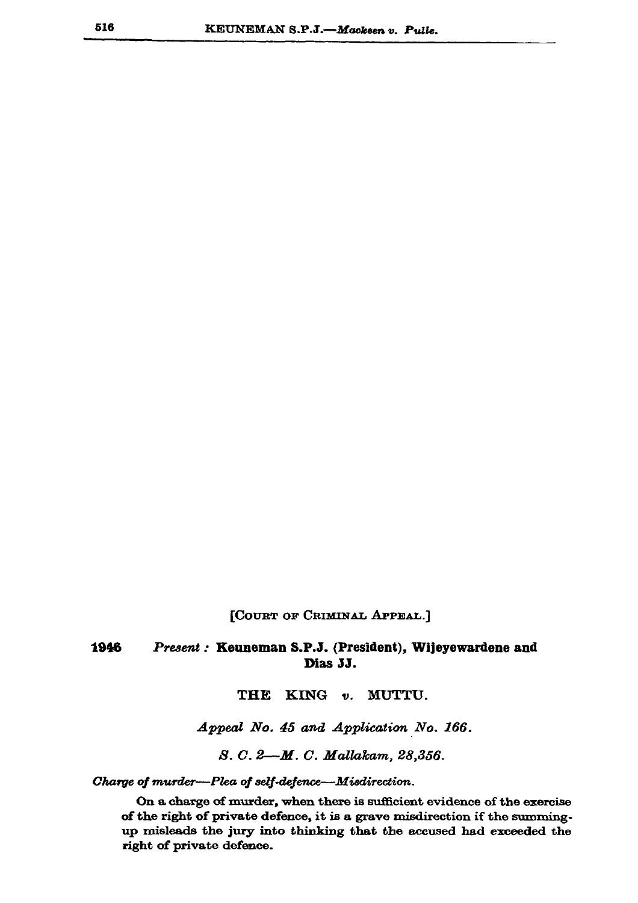[COURT OF CRIMINAL APPEAL.]

**1946** *Present :* **Keuneman S.P.J. (President), Wijeyewardene and Dias JJ.**

THE KING *v.* MUTTU.

*Appeal No. 45 and Application No. 166.*

*S. C. 2—M. C. Mallakam, 28,356.*

*Charge of murder—Plea of self-defence—Misdirection.*

On a charge of murder, when there is sufficient evidence of the exercise of the right of private defence, it is a grave misdirection if the summing-up misleads the jury into thinking that the accused had exceeded the right of private defence.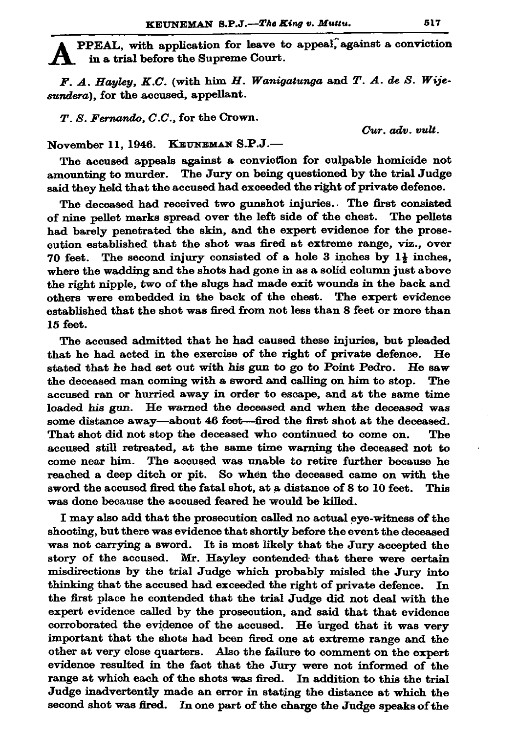**APPEAL**, with application for leave to appeal, against a conviction in a trial before the Supreme Court.

*F. A. Hayley, K.C.* (with him *H. Wanigatunga* and *T. A. de S. Wijesundera*), for the accused, appellant.

*T. S. Fernando, C.C.*, for the Crown.

*Cur. adv. vult.*

November 11, 1946. KEUNEMAN S.P.J.—

The accused appeals against a conviction for culpable homicide not amounting to murder. The Jury on being questioned by the trial Judge said they held that the accused had exceeded the right of private defence.

The deceased had received two gunshot injuries. The first consisted of nine pellet marks spread over the left side of the chest. The pellets had barely penetrated the skin, and the expert evidence for the prosecution established that the shot was fired at extreme range, viz., over 70 feet. The second injury consisted of a hole 3 inches by 1½ inches, where the wadding and the shots had gone in as a solid column just above the right nipple, two of the slugs had made exit wounds in the back and others were embedded in the back of the chest. The expert evidence established that the shot was fired from not less than 8 feet or more than 15 feet.

The accused admitted that he had caused these injuries, but pleaded that he had acted in the exercise of the right of private defence. He stated that he had set out with his gun to go to Point Pedro. He saw the deceased man coming with a sword and calling on him to stop. The accused ran or hurried away in order to escape, and at the same time loaded his gun. He warned the deceased and when the deceased was some distance away—about 46 feet—fired the first shot at the deceased. That shot did not stop the deceased who continued to come on. The accused still retreated, at the same time warning the deceased not to come near him. The accused was unable to retire further because he reached a deep ditch or pit. So when the deceased came on with the sword the accused fired the fatal shot, at a distance of 8 to 10 feet. This was done because the accused feared he would be killed.

I may also add that the prosecution called no actual eye-witness of the shooting, but there was evidence that shortly before the event the deceased was not carrying a sword. It is most likely that the Jury accepted the story of the accused. Mr. Hayley contended that there were certain misdirections by the trial Judge which probably misled the Jury into thinking that the accused had exceeded the right of private defence. In the first place he contended that the trial Judge did not deal with the expert evidence called by the prosecution, and said that that evidence corroborated the evidence of the accused. He urged that it was very important that the shots had been fired one at extreme range and the other at very close quarters. Also the failure to comment on the expert evidence resulted in the fact that the Jury were not informed of the range at which each of the shots was fired. In addition to this the trial Judge inadvertently made an error in stating the distance at which the second shot was fired. In one part of the charge the Judge speaks of the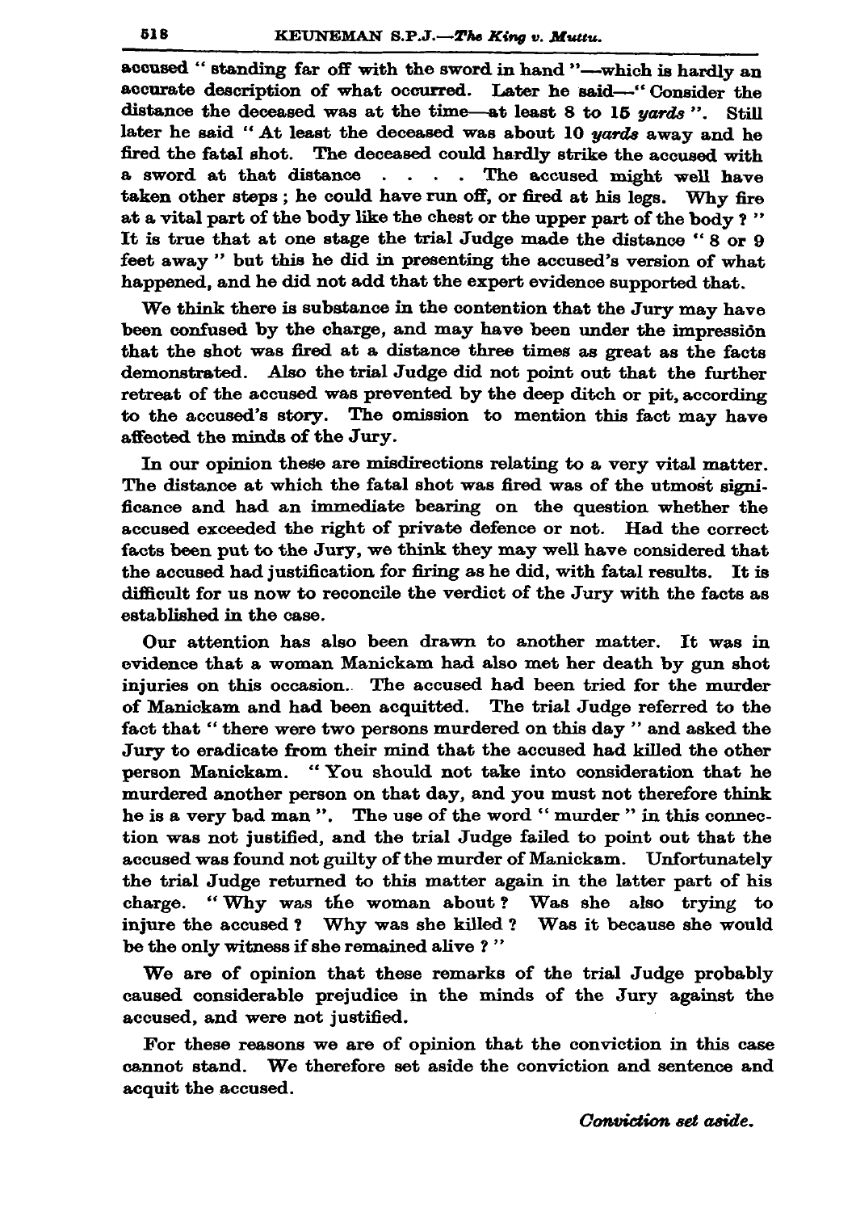accused " standing far off with the sword in hand "—which is hardly an accurate description of what occurred. Later he said—" Consider the distance the deceased was at the time—at least 8 to 15 *yards* ". Still later he said " At least the deceased was about 10 *yards* away and he fired the fatal shot. The deceased could hardly strike the accused with a sword at that distance . . . . The accused might well have taken other steps ; he could have run off, or fired at his legs. Why fire at a vital part of the body like the chest or the upper part of the body ? " It is true that at one stage the trial Judge made the distance " 8 or 9 feet away " but this he did in presenting the accused's version of what happened, and he did not add that the expert evidence supported that.

We think there is substance in the contention that the Jury may have been confused by the charge, and may have been under the impression that the shot was fired at a distance three times as great as the facts demonstrated. Also the trial Judge did not point out that the further retreat of the accused was prevented by the deep ditch or pit, according to the accused's story. The omission to mention this fact may have affected the minds of the Jury.

In our opinion these are misdirections relating to a very vital matter. The distance at which the fatal shot was fired was of the utmost significance and had an immediate bearing on the question whether the accused exceeded the right of private defence or not. Had the correct facts been put to the Jury, we think they may well have considered that the accused had justification for firing as he did, with fatal results. It is difficult for us now to reconcile the verdict of the Jury with the facts as established in the case.

Our attention has also been drawn to another matter. It was in evidence that a woman Manickam had also met her death by gun shot injuries on this occasion. The accused had been tried for the murder of Manickam and had been acquitted. The trial Judge referred to the fact that " there were two persons murdered on this day " and asked the Jury to eradicate from their mind that the accused had killed the other person Manickam. " You should not take into consideration that he murdered another person on that day, and you must not therefore think he is a very bad man ". The use of the word " murder " in this connection was not justified, and the trial Judge failed to point out that the accused was found not guilty of the murder of Manickam. Unfortunately the trial Judge returned to this matter again in the latter part of his charge. " Why was the woman about ? Was she also trying to injure the accused ? Why was she killed ? Was it because she would be the only witness if she remained alive ? "

We are of opinion that these remarks of the trial Judge probably caused considerable prejudice in the minds of the Jury against the accused, and were not justified.

For these reasons we are of opinion that the conviction in this case cannot stand. We therefore set aside the conviction and sentence and acquit the accused.

*Conviction set aside.*